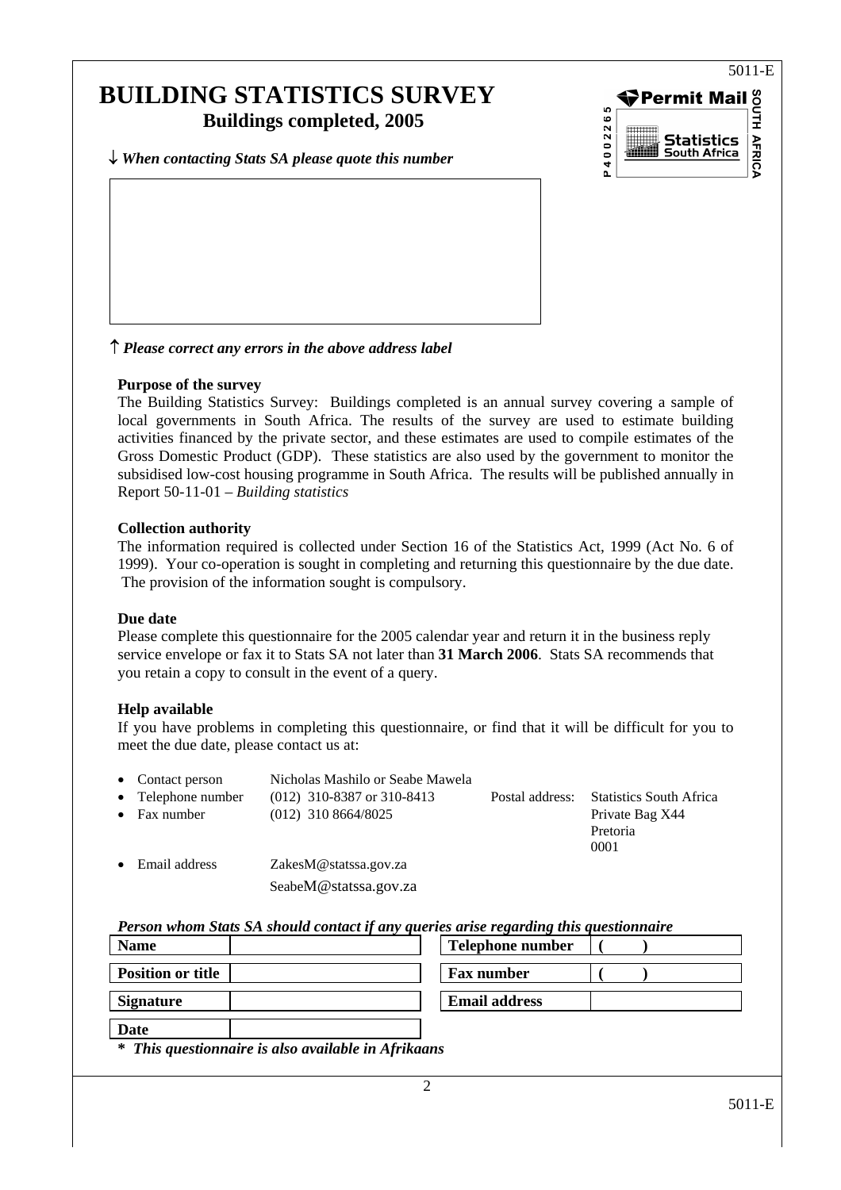# BUILDING STATISTICS SURVEY

## Buildings completed, 2005

↓ *When contacting Stats SA please quote this number*

↑ *Please correct any errors in the above address label*

Permit Mail P 4 0 0 2 2 6 5 Statistics South Africa SOUTH AFRICA

### Purpose of the survey

The Building Statistics Survey: Buildings completed is an annual survey covering a sample of local governments in South Africa. The results of the survey are used to estimate building activities financed by the private sector, and these estimates are used to compile estimates of the Gross Domestic Product (GDP). These statistics are also used by the government to monitor the subsidised low-cost housing programme in South Africa. The results will be published annually in Report 50-11-01 – *Building statistics*

### Collection authority

The information required is collected under Section 16 of the Statistics Act, 1999 (Act No. 6 of 1999). Your co-operation is sought in completing and returning this questionnaire by the due date. The provision of the information sought is compulsory.

### Due date

Please complete this questionnaire for the 2005 calendar year and return it in the business reply service envelope or fax it to Stats SA not later than **31 March 2006**. Stats SA recommends that you retain a copy to consult in the event of a query.

### Help available

If you have problems in completing this questionnaire, or find that it will be difficult for you to meet the due date, please contact us at:

- Contact person: Nicholas Mashilo or Seabe Mawela
- Telephone number: (012) 310-8387 or 310-8413
- Fax number: (012) 310 8664/8025
- Email address: ZakesM@statssa.gov.za, SeabeM@statssa.gov.za

Postal address: Statistics South Africa, Private Bag X44, Pretoria, 0001

*Person whom Stats SA should contact if any queries arise regarding this questionnaire*

| | | | |
|---|---|---|---|
| **Name** | | **Telephone number** | **( )** |
| **Position or title** | | **Fax number** | **( )** |
| **Signature** | | **Email address** | |
| **Date** | | | |

**\*** ***This questionnaire is also available in Afrikaans***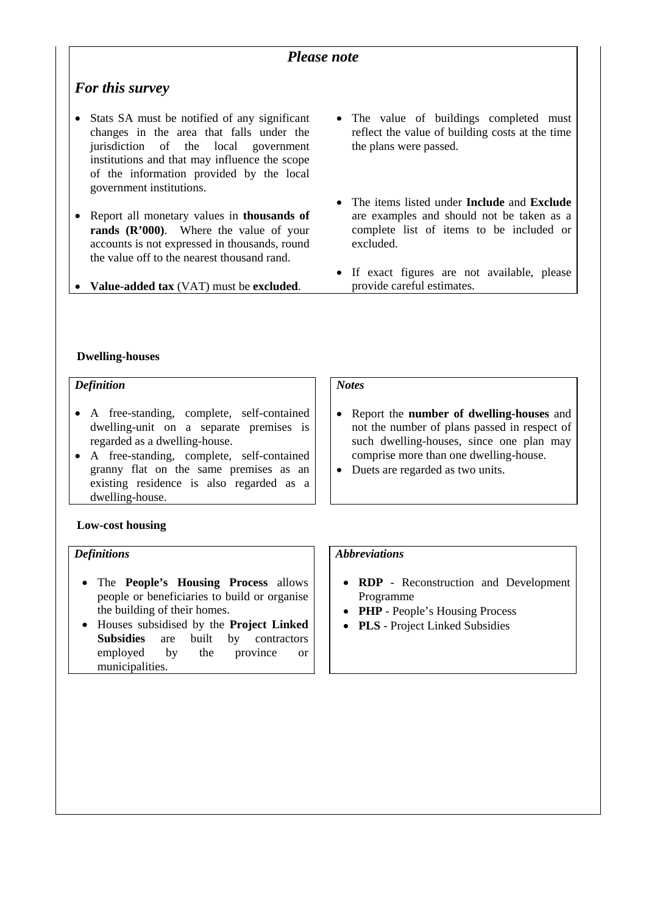## *Please note*

### *For this survey*

- Stats SA must be notified of any significant changes in the area that falls under the jurisdiction of the local government institutions and that may influence the scope of the information provided by the local government institutions.
- Report all monetary values in **thousands of rands (R'000)**. Where the value of your accounts is not expressed in thousands, round the value off to the nearest thousand rand.
- **Value-added tax** (VAT) must be **excluded**.
- The value of buildings completed must reflect the value of building costs at the time the plans were passed.
- The items listed under **Include** and **Exclude** are examples and should not be taken as a complete list of items to be included or excluded.
- If exact figures are not available, please provide careful estimates.

### Dwelling-houses

*Definition*

- A free-standing, complete, self-contained dwelling-unit on a separate premises is regarded as a dwelling-house.
- A free-standing, complete, self-contained granny flat on the same premises as an existing residence is also regarded as a dwelling-house.

*Notes*

- Report the **number of dwelling-houses** and not the number of plans passed in respect of such dwelling-houses, since one plan may comprise more than one dwelling-house.
- Duets are regarded as two units.

### Low-cost housing

*Definitions*

- The **People's Housing Process** allows people or beneficiaries to build or organise the building of their homes.
- Houses subsidised by the **Project Linked Subsidies** are built by contractors employed by the province or municipalities.

*Abbreviations*

- **RDP** - Reconstruction and Development Programme
- **PHP** - People's Housing Process
- **PLS** - Project Linked Subsidies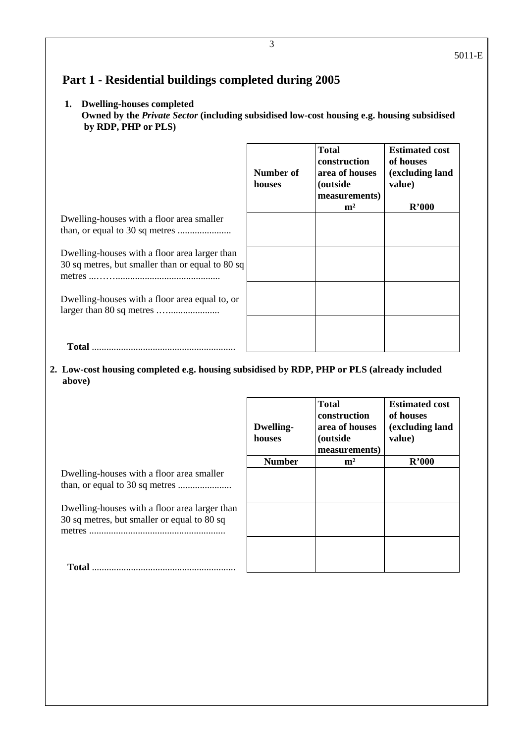5011-E

# Part 1 - Residential buildings completed during 2005

**1. Dwelling-houses completed**
**Owned by the *Private Sector* (including subsidised low-cost housing e.g. housing subsidised by RDP, PHP or PLS)**

| | Number of houses | Total construction area of houses (outside measurements) m² | Estimated cost of houses (excluding land value) R'000 |
|---|---|---|---|
| Dwelling-houses with a floor area smaller than, or equal to 30 sq metres ...................... | | | |
| Dwelling-houses with a floor area larger than 30 sq metres, but smaller than or equal to 80 sq metres ...……......................................... | | | |
| Dwelling-houses with a floor area equal to, or larger than 80 sq metres ….................... | | | |
| **Total** .......................................................... | | | |

**2. Low-cost housing completed e.g. housing subsidised by RDP, PHP or PLS (already included above)**

| | Dwelling-houses | Total construction area of houses (outside measurements) | Estimated cost of houses (excluding land value) |
|---|---|---|---|
| | **Number** | **m²** | **R'000** |
| Dwelling-houses with a floor area smaller than, or equal to 30 sq metres ...................... | | | |
| Dwelling-houses with a floor area larger than 30 sq metres, but smaller or equal to 80 sq metres ....................................................... | | | |
| **Total** .......................................................... | | | |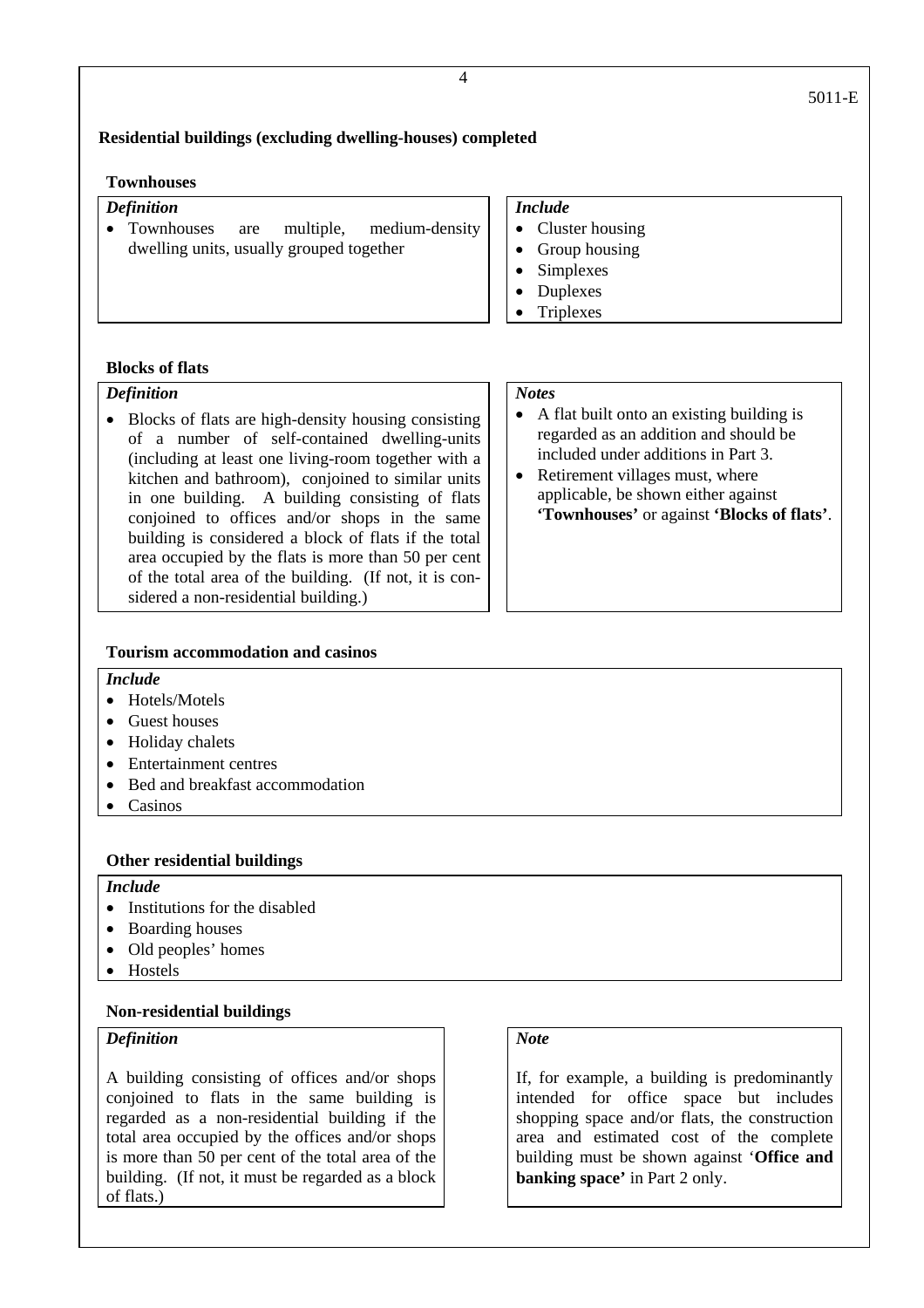## Residential buildings (excluding dwelling-houses) completed

### Townhouses

*Definition*

- Townhouses are multiple, medium-density dwelling units, usually grouped together

*Include*

- Cluster housing
- Group housing
- Simplexes
- Duplexes
- Triplexes

### Blocks of flats

*Definition*

- Blocks of flats are high-density housing consisting of a number of self-contained dwelling-units (including at least one living-room together with a kitchen and bathroom), conjoined to similar units in one building. A building consisting of flats conjoined to offices and/or shops in the same building is considered a block of flats if the total area occupied by the flats is more than 50 per cent of the total area of the building. (If not, it is considered a non-residential building.)

*Notes*

- A flat built onto an existing building is regarded as an addition and should be included under additions in Part 3.
- Retirement villages must, where applicable, be shown either against **'Townhouses'** or against **'Blocks of flats'**.

### Tourism accommodation and casinos

*Include*

- Hotels/Motels
- Guest houses
- Holiday chalets
- Entertainment centres
- Bed and breakfast accommodation
- Casinos

### Other residential buildings

*Include*

- Institutions for the disabled
- Boarding houses
- Old peoples' homes
- Hostels

### Non-residential buildings

*Definition*

A building consisting of offices and/or shops conjoined to flats in the same building is regarded as a non-residential building if the total area occupied by the offices and/or shops is more than 50 per cent of the total area of the building. (If not, it must be regarded as a block of flats.)

*Note*

If, for example, a building is predominantly intended for office space but includes shopping space and/or flats, the construction area and estimated cost of the complete building must be shown against '**Office and banking space'** in Part 2 only.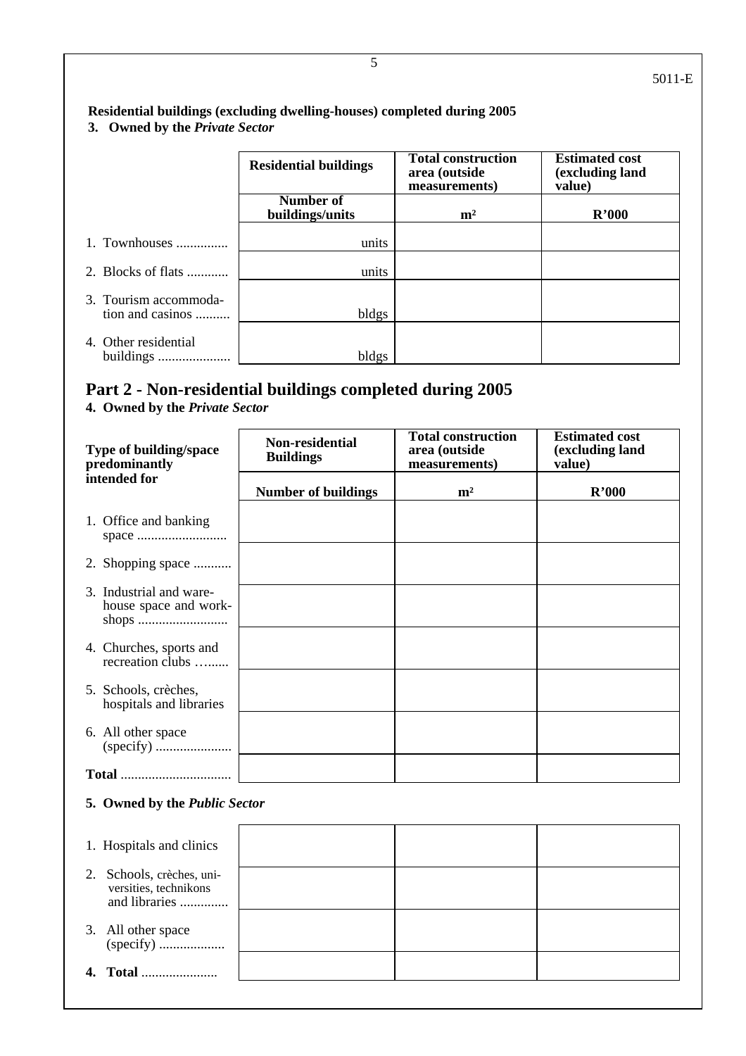5011-E

**Residential buildings (excluding dwelling-houses) completed during 2005**

**3. Owned by the *Private Sector***

| | Residential buildings | Total construction area (outside measurements) | Estimated cost (excluding land value) |
|---|---|---|---|
| | Number of buildings/units | m² | R'000 |
| 1. Townhouses ............... | units | | |
| 2. Blocks of flats ............ | units | | |
| 3. Tourism accommoda-tion and casinos .......... | bldgs | | |
| 4. Other residential buildings ..................... | bldgs | | |

## Part 2 - Non-residential buildings completed during 2005

**4. Owned by the *Private Sector***

| Type of building/space predominantly intended for | Non-residential Buildings | Total construction area (outside measurements) | Estimated cost (excluding land value) |
|---|---|---|---|
| | Number of buildings | m² | R'000 |
| 1. Office and banking space .......................... | | | |
| 2. Shopping space ........... | | | |
| 3. Industrial and ware-house space and work-shops .......................... | | | |
| 4. Churches, sports and recreation clubs …...... | | | |
| 5. Schools, crèches, hospitals and libraries | | | |
| 6. All other space (specify) ...................... | | | |
| **Total** ................................ | | | |

**5. Owned by the *Public Sector***

| | | | |
|---|---|---|---|
| 1. Hospitals and clinics | | | |
| 2. Schools, crèches, uni-versities, technikons and libraries .............. | | | |
| 3. All other space (specify) ................... | | | |
| **4. Total** ...................... | | | |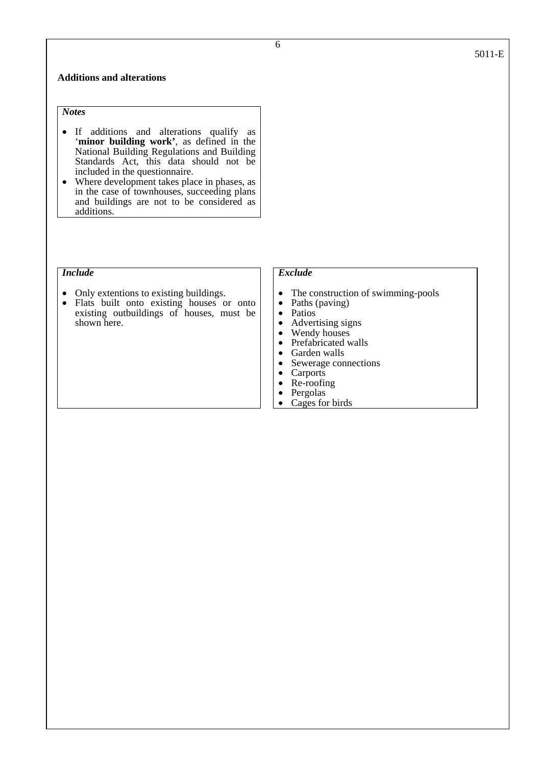## Additions and alterations

***Notes***

- If additions and alterations qualify as '**minor building work'**, as defined in the National Building Regulations and Building Standards Act, this data should not be included in the questionnaire.
- Where development takes place in phases, as in the case of townhouses, succeeding plans and buildings are not to be considered as additions.

***Include***

- Only extentions to existing buildings.
- Flats built onto existing houses or onto existing outbuildings of houses, must be shown here.

***Exclude***

- The construction of swimming-pools
- Paths (paving)
- Patios
- Advertising signs
- Wendy houses
- Prefabricated walls
- Garden walls
- Sewerage connections
- Carports
- Re-roofing
- Pergolas
- Cages for birds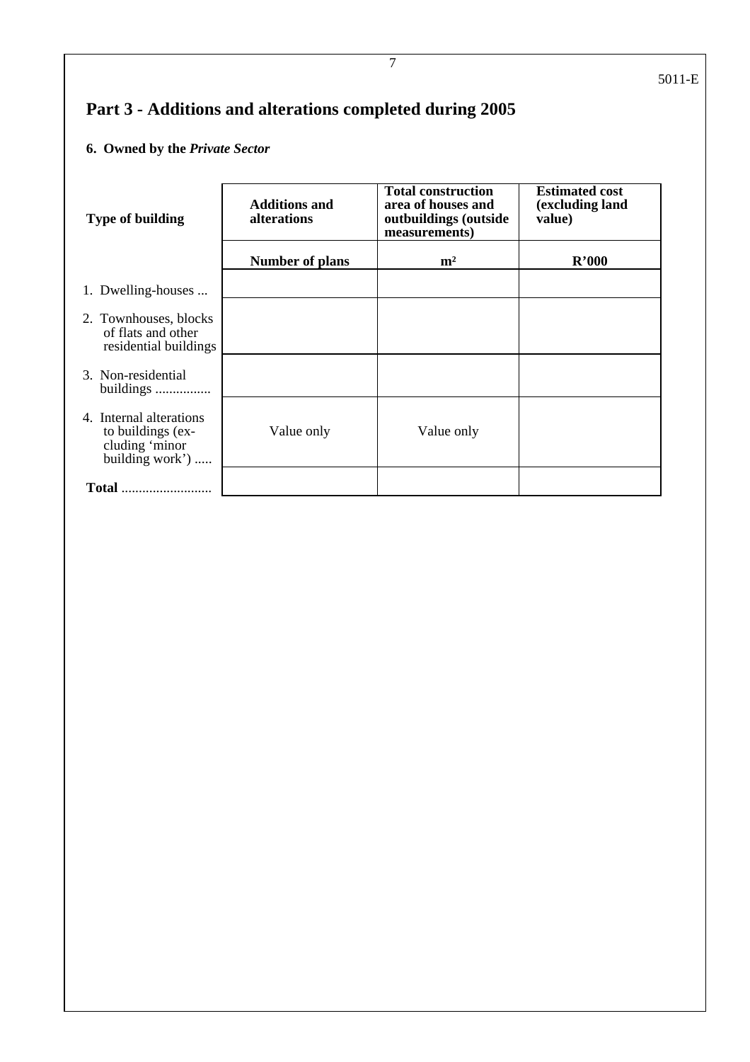5011-E

# Part 3 - Additions and alterations completed during 2005

**6. Owned by the *Private Sector***

| Type of building | Additions and alterations | Total construction area of houses and outbuildings (outside measurements) | Estimated cost (excluding land value) |
|---|---|---|---|
| | Number of plans | m² | R'000 |
| 1. Dwelling-houses ... | | | |
| 2. Townhouses, blocks of flats and other residential buildings | | | |
| 3. Non-residential buildings ................ | | | |
| 4. Internal alterations to buildings (excluding 'minor building work') ..... | Value only | Value only | |
| **Total** .......................... | | | |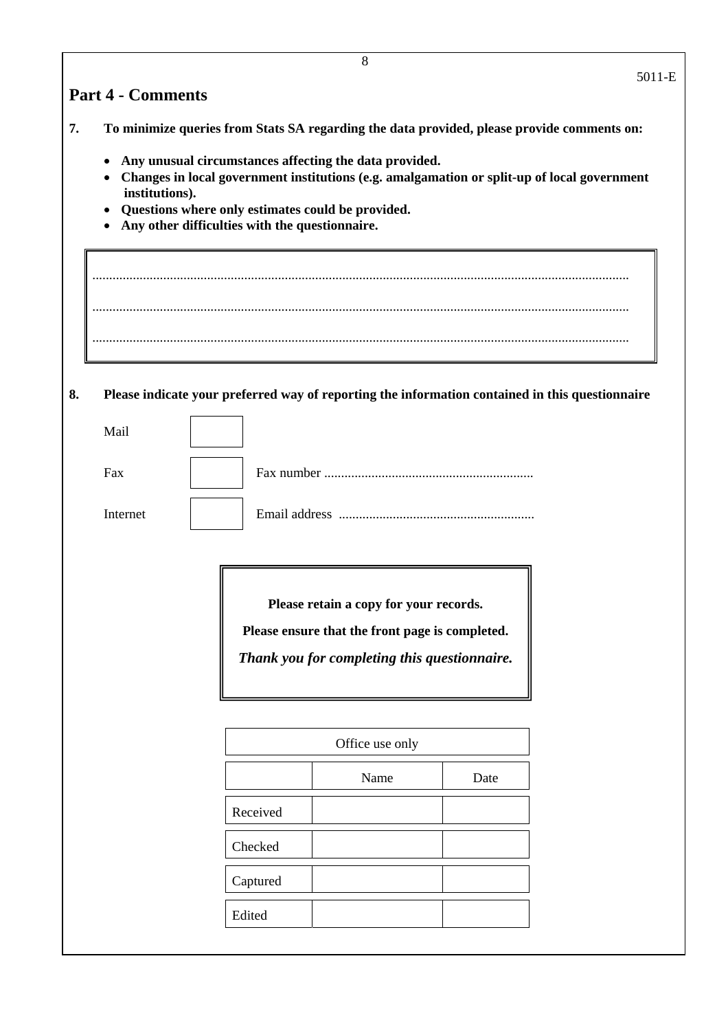5011-E

## Part 4 - Comments

**7. To minimize queries from Stats SA regarding the data provided, please provide comments on:**

- **Any unusual circumstances affecting the data provided.**
- **Changes in local government institutions (e.g. amalgamation or split-up of local government institutions).**
- **Questions where only estimates could be provided.**
- **Any other difficulties with the questionnaire.**

.............................................................................................................................................................

.............................................................................................................................................................

.............................................................................................................................................................

**8. Please indicate your preferred way of reporting the information contained in this questionnaire**

Mail ☐

Fax ☐ Fax number .............................................................

Internet ☐ Email address ..........................................................

**Please retain a copy for your records.**

**Please ensure that the front page is completed.**

***Thank you for completing this questionnaire.***

| Office use only | | |
|---|---|---|
| | Name | Date |
| Received | | |
| Checked | | |
| Captured | | |
| Edited | | |